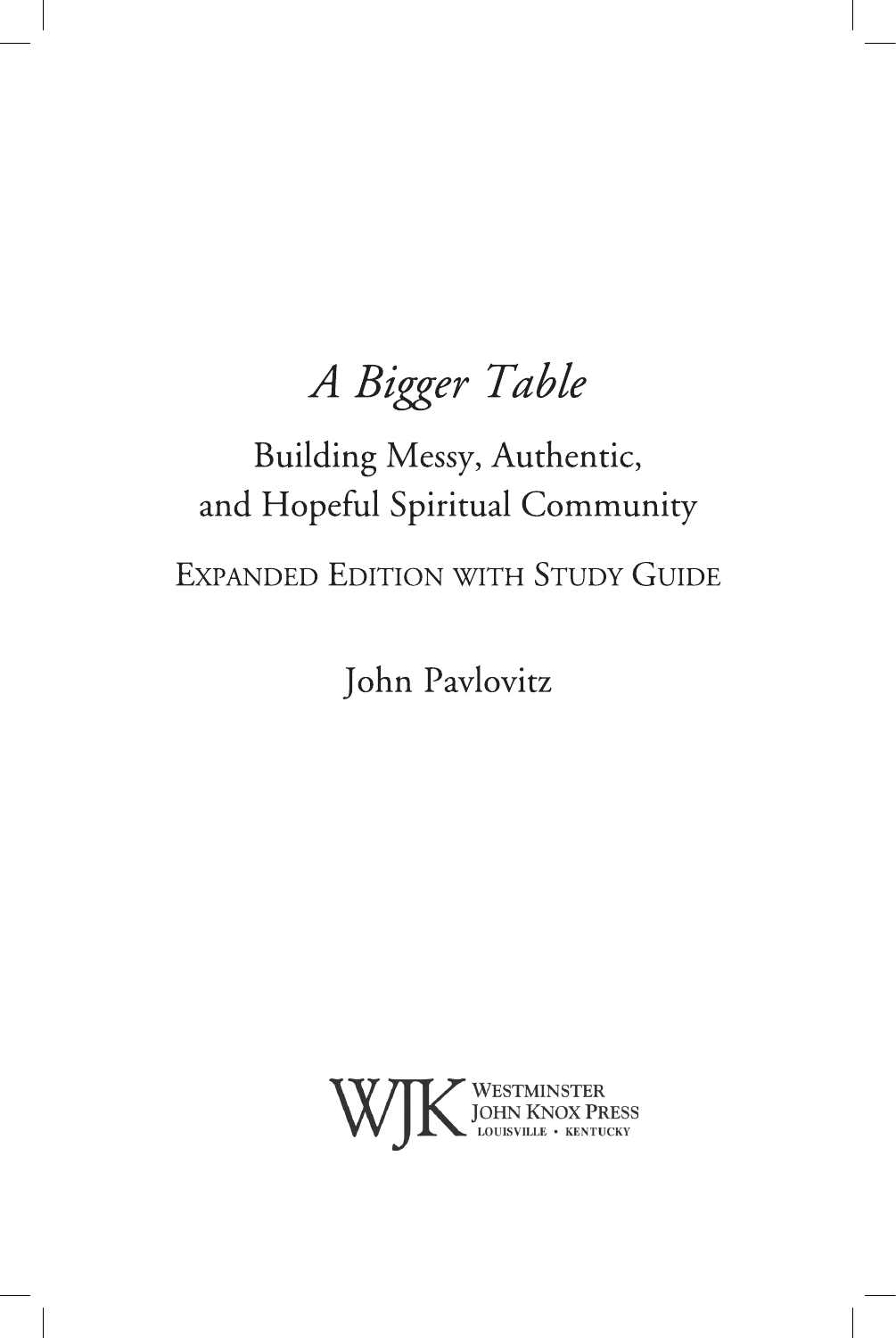# *A Bigger Table*

## Building Messy, Authentic, and Hopeful Spiritual Community

EXPANDED EDITION WITH STUDY GUIDE

John Pavlovitz

WJK WESTMINSTER JOHN KNOX PRESS
LOUISVILLE • KENTUCKY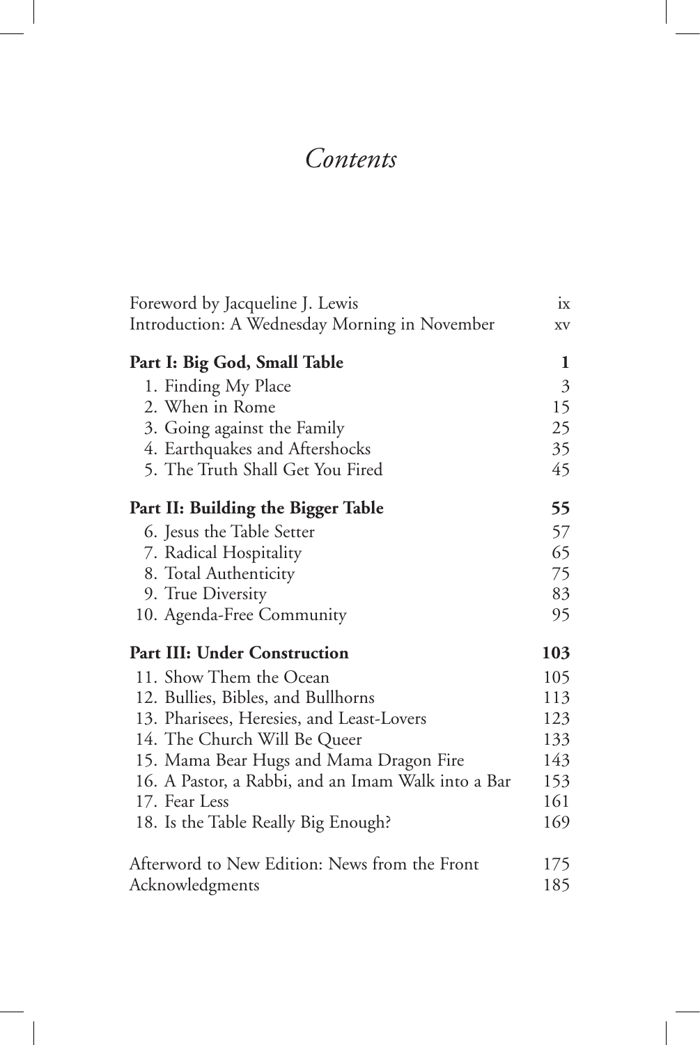# *Contents*

| | |
|---|---|
| Foreword by Jacqueline J. Lewis | ix |
| Introduction: A Wednesday Morning in November | xv |
| **Part I: Big God, Small Table** | **1** |
| 1. Finding My Place | 3 |
| 2. When in Rome | 15 |
| 3. Going against the Family | 25 |
| 4. Earthquakes and Aftershocks | 35 |
| 5. The Truth Shall Get You Fired | 45 |
| **Part II: Building the Bigger Table** | **55** |
| 6. Jesus the Table Setter | 57 |
| 7. Radical Hospitality | 65 |
| 8. Total Authenticity | 75 |
| 9. True Diversity | 83 |
| 10. Agenda-Free Community | 95 |
| **Part III: Under Construction** | **103** |
| 11. Show Them the Ocean | 105 |
| 12. Bullies, Bibles, and Bullhorns | 113 |
| 13. Pharisees, Heresies, and Least-Lovers | 123 |
| 14. The Church Will Be Queer | 133 |
| 15. Mama Bear Hugs and Mama Dragon Fire | 143 |
| 16. A Pastor, a Rabbi, and an Imam Walk into a Bar | 153 |
| 17. Fear Less | 161 |
| 18. Is the Table Really Big Enough? | 169 |
| Afterword to New Edition: News from the Front | 175 |
| Acknowledgments | 185 |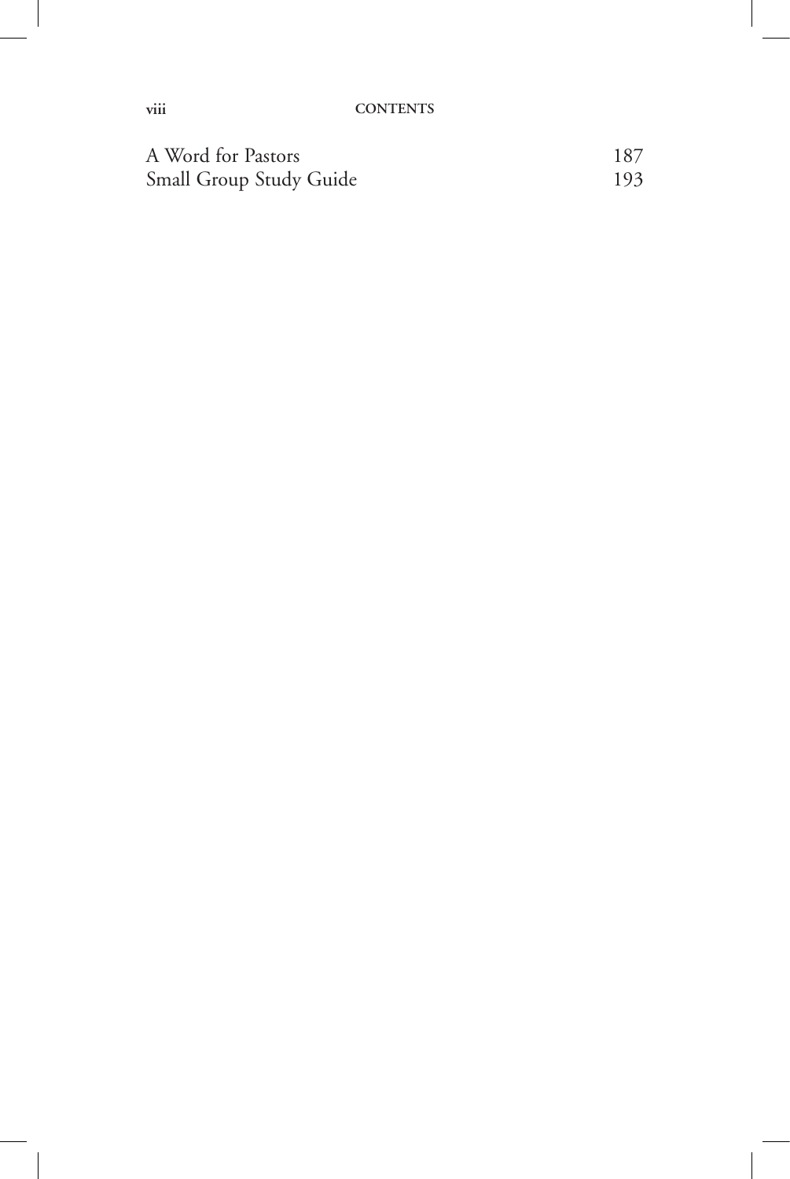A Word for Pastors 187

Small Group Study Guide 193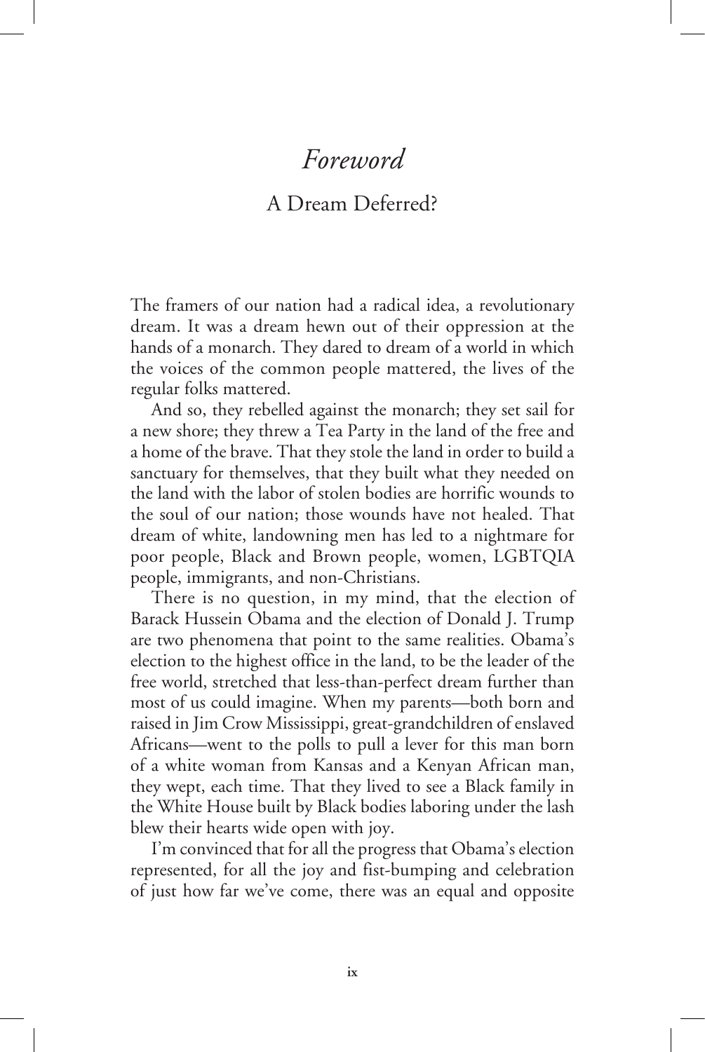# *Foreword*

## A Dream Deferred?

The framers of our nation had a radical idea, a revolutionary dream. It was a dream hewn out of their oppression at the hands of a monarch. They dared to dream of a world in which the voices of the common people mattered, the lives of the regular folks mattered.

And so, they rebelled against the monarch; they set sail for a new shore; they threw a Tea Party in the land of the free and a home of the brave. That they stole the land in order to build a sanctuary for themselves, that they built what they needed on the land with the labor of stolen bodies are horrific wounds to the soul of our nation; those wounds have not healed. That dream of white, landowning men has led to a nightmare for poor people, Black and Brown people, women, LGBTQIA people, immigrants, and non-Christians.

There is no question, in my mind, that the election of Barack Hussein Obama and the election of Donald J. Trump are two phenomena that point to the same realities. Obama's election to the highest office in the land, to be the leader of the free world, stretched that less-than-perfect dream further than most of us could imagine. When my parents—both born and raised in Jim Crow Mississippi, great-grandchildren of enslaved Africans—went to the polls to pull a lever for this man born of a white woman from Kansas and a Kenyan African man, they wept, each time. That they lived to see a Black family in the White House built by Black bodies laboring under the lash blew their hearts wide open with joy.

I'm convinced that for all the progress that Obama's election represented, for all the joy and fist-bumping and celebration of just how far we've come, there was an equal and opposite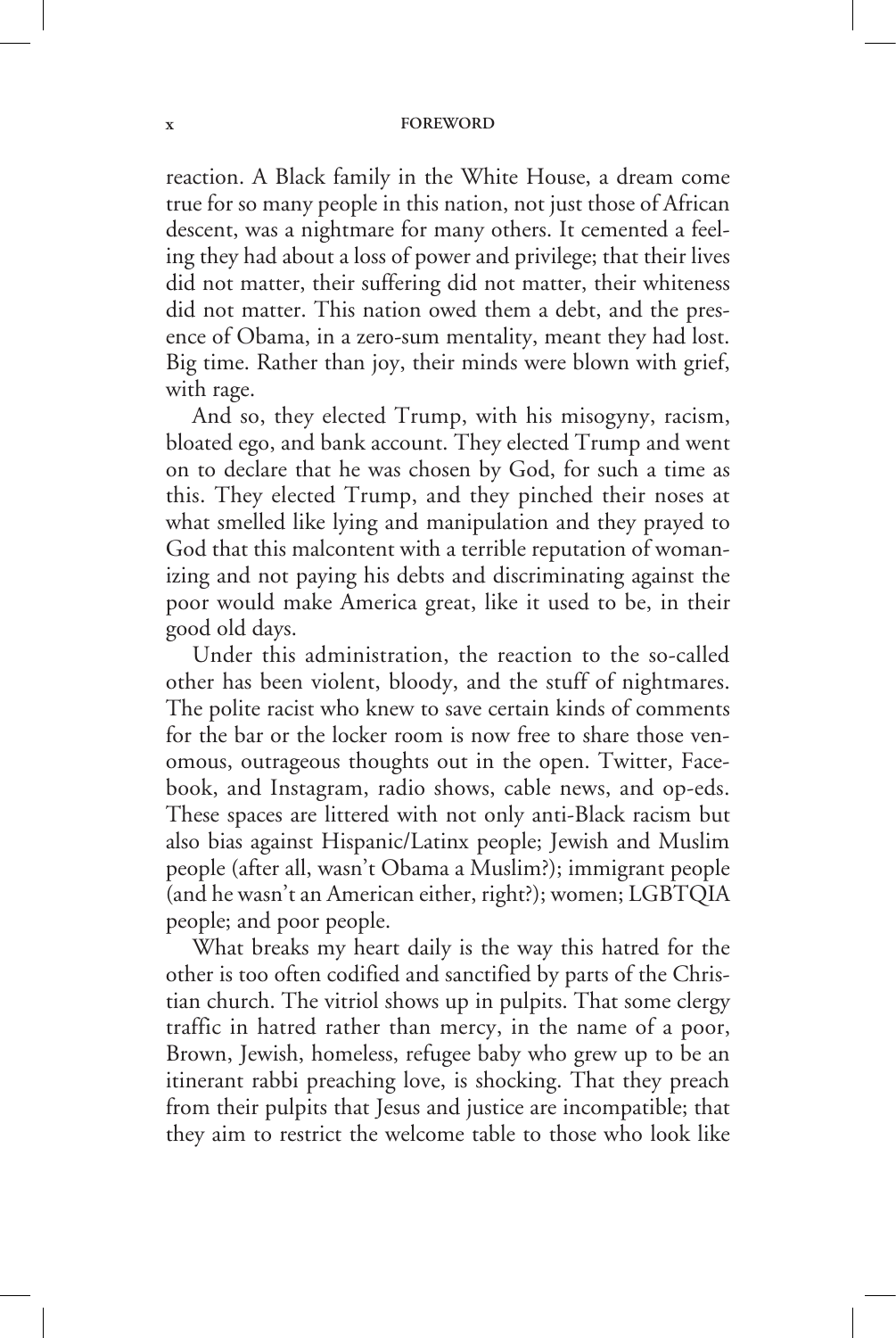reaction. A Black family in the White House, a dream come true for so many people in this nation, not just those of African descent, was a nightmare for many others. It cemented a feeling they had about a loss of power and privilege; that their lives did not matter, their suffering did not matter, their whiteness did not matter. This nation owed them a debt, and the presence of Obama, in a zero-sum mentality, meant they had lost. Big time. Rather than joy, their minds were blown with grief, with rage.

And so, they elected Trump, with his misogyny, racism, bloated ego, and bank account. They elected Trump and went on to declare that he was chosen by God, for such a time as this. They elected Trump, and they pinched their noses at what smelled like lying and manipulation and they prayed to God that this malcontent with a terrible reputation of womanizing and not paying his debts and discriminating against the poor would make America great, like it used to be, in their good old days.

Under this administration, the reaction to the so-called other has been violent, bloody, and the stuff of nightmares. The polite racist who knew to save certain kinds of comments for the bar or the locker room is now free to share those venomous, outrageous thoughts out in the open. Twitter, Facebook, and Instagram, radio shows, cable news, and op-eds. These spaces are littered with not only anti-Black racism but also bias against Hispanic/Latinx people; Jewish and Muslim people (after all, wasn't Obama a Muslim?); immigrant people (and he wasn't an American either, right?); women; LGBTQIA people; and poor people.

What breaks my heart daily is the way this hatred for the other is too often codified and sanctified by parts of the Christian church. The vitriol shows up in pulpits. That some clergy traffic in hatred rather than mercy, in the name of a poor, Brown, Jewish, homeless, refugee baby who grew up to be an itinerant rabbi preaching love, is shocking. That they preach from their pulpits that Jesus and justice are incompatible; that they aim to restrict the welcome table to those who look like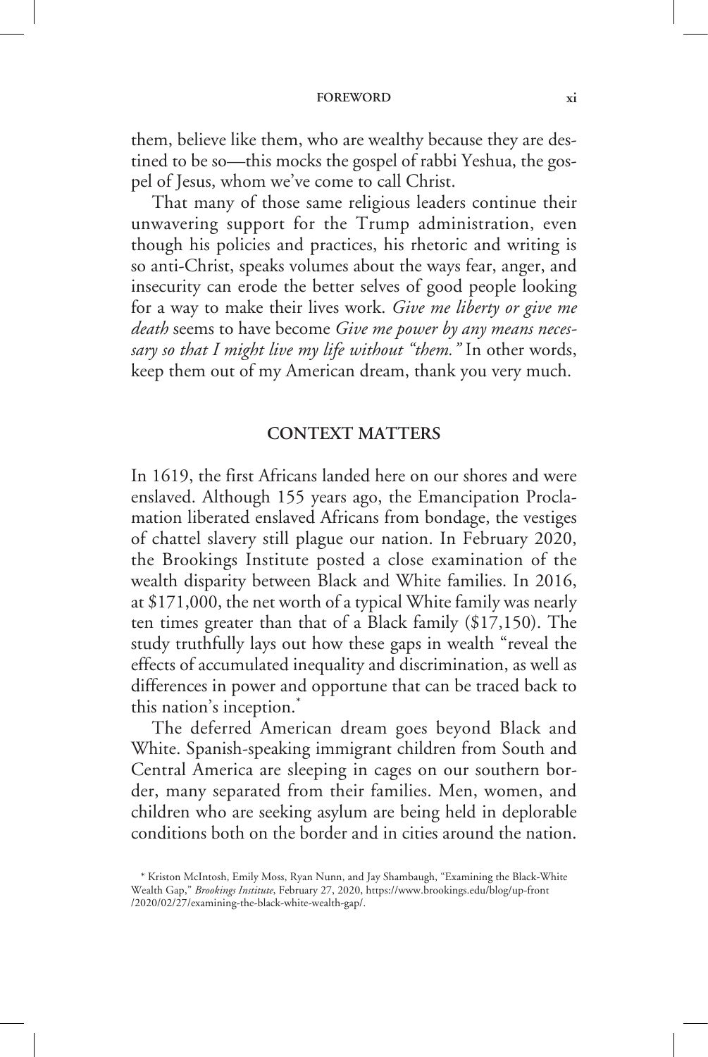them, believe like them, who are wealthy because they are destined to be so—this mocks the gospel of rabbi Yeshua, the gospel of Jesus, whom we've come to call Christ.

That many of those same religious leaders continue their unwavering support for the Trump administration, even though his policies and practices, his rhetoric and writing is so anti-Christ, speaks volumes about the ways fear, anger, and insecurity can erode the better selves of good people looking for a way to make their lives work. *Give me liberty or give me death* seems to have become *Give me power by any means necessary so that I might live my life without "them."* In other words, keep them out of my American dream, thank you very much.

## CONTEXT MATTERS

In 1619, the first Africans landed here on our shores and were enslaved. Although 155 years ago, the Emancipation Proclamation liberated enslaved Africans from bondage, the vestiges of chattel slavery still plague our nation. In February 2020, the Brookings Institute posted a close examination of the wealth disparity between Black and White families. In 2016, at $171,000, the net worth of a typical White family was nearly ten times greater than that of a Black family ($17,150). The study truthfully lays out how these gaps in wealth "reveal the effects of accumulated inequality and discrimination, as well as differences in power and opportune that can be traced back to this nation's inception.*

The deferred American dream goes beyond Black and White. Spanish-speaking immigrant children from South and Central America are sleeping in cages on our southern border, many separated from their families. Men, women, and children who are seeking asylum are being held in deplorable conditions both on the border and in cities around the nation.

* Kriston McIntosh, Emily Moss, Ryan Nunn, and Jay Shambaugh, "Examining the Black-White Wealth Gap," *Brookings Institute*, February 27, 2020, https://www.brookings.edu/blog/up-front/2020/02/27/examining-the-black-white-wealth-gap/.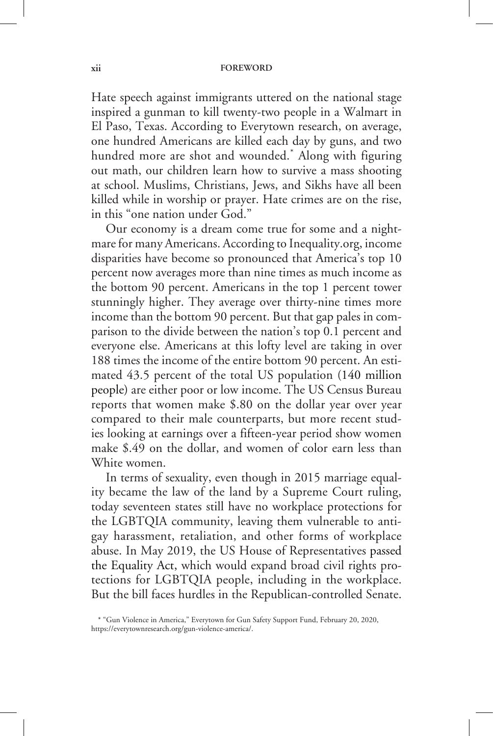Hate speech against immigrants uttered on the national stage inspired a gunman to kill twenty-two people in a Walmart in El Paso, Texas. According to Everytown research, on average, one hundred Americans are killed each day by guns, and two hundred more are shot and wounded.* Along with figuring out math, our children learn how to survive a mass shooting at school. Muslims, Christians, Jews, and Sikhs have all been killed while in worship or prayer. Hate crimes are on the rise, in this "one nation under God."

Our economy is a dream come true for some and a nightmare for many Americans. According to Inequality.org, income disparities have become so pronounced that America's top 10 percent now averages more than nine times as much income as the bottom 90 percent. Americans in the top 1 percent tower stunningly higher. They average over thirty-nine times more income than the bottom 90 percent. But that gap pales in comparison to the divide between the nation's top 0.1 percent and everyone else. Americans at this lofty level are taking in over 188 times the income of the entire bottom 90 percent. An estimated 43.5 percent of the total US population (140 million people) are either poor or low income. The US Census Bureau reports that women make $.80 on the dollar year over year compared to their male counterparts, but more recent studies looking at earnings over a fifteen-year period show women make $.49 on the dollar, and women of color earn less than White women.

In terms of sexuality, even though in 2015 marriage equality became the law of the land by a Supreme Court ruling, today seventeen states still have no workplace protections for the LGBTQIA community, leaving them vulnerable to antigay harassment, retaliation, and other forms of workplace abuse. In May 2019, the US House of Representatives passed the Equality Act, which would expand broad civil rights protections for LGBTQIA people, including in the workplace. But the bill faces hurdles in the Republican-controlled Senate.

* "Gun Violence in America," Everytown for Gun Safety Support Fund, February 20, 2020, https://everytownresearch.org/gun-violence-america/.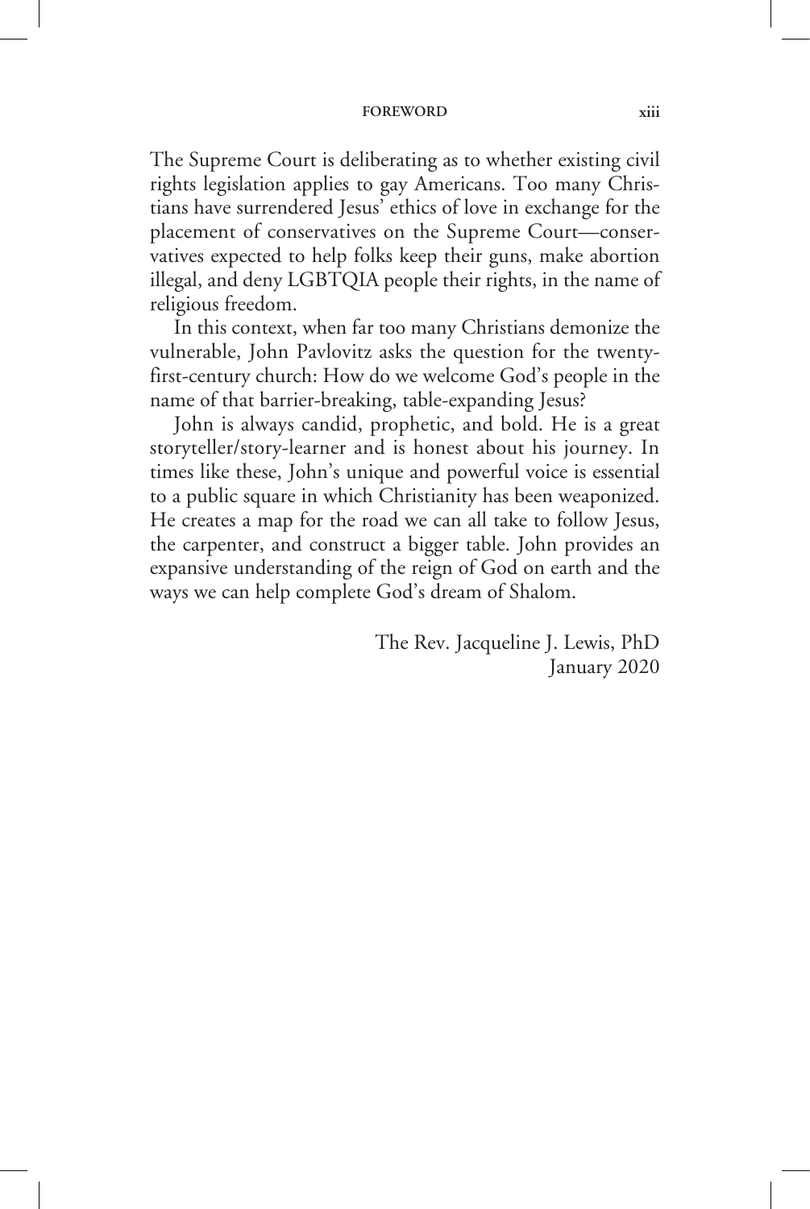The Supreme Court is deliberating as to whether existing civil rights legislation applies to gay Americans. Too many Christians have surrendered Jesus' ethics of love in exchange for the placement of conservatives on the Supreme Court—conservatives expected to help folks keep their guns, make abortion illegal, and deny LGBTQIA people their rights, in the name of religious freedom.

In this context, when far too many Christians demonize the vulnerable, John Pavlovitz asks the question for the twenty-first-century church: How do we welcome God's people in the name of that barrier-breaking, table-expanding Jesus?

John is always candid, prophetic, and bold. He is a great storyteller/story-learner and is honest about his journey. In times like these, John's unique and powerful voice is essential to a public square in which Christianity has been weaponized. He creates a map for the road we can all take to follow Jesus, the carpenter, and construct a bigger table. John provides an expansive understanding of the reign of God on earth and the ways we can help complete God's dream of Shalom.

The Rev. Jacqueline J. Lewis, PhD
January 2020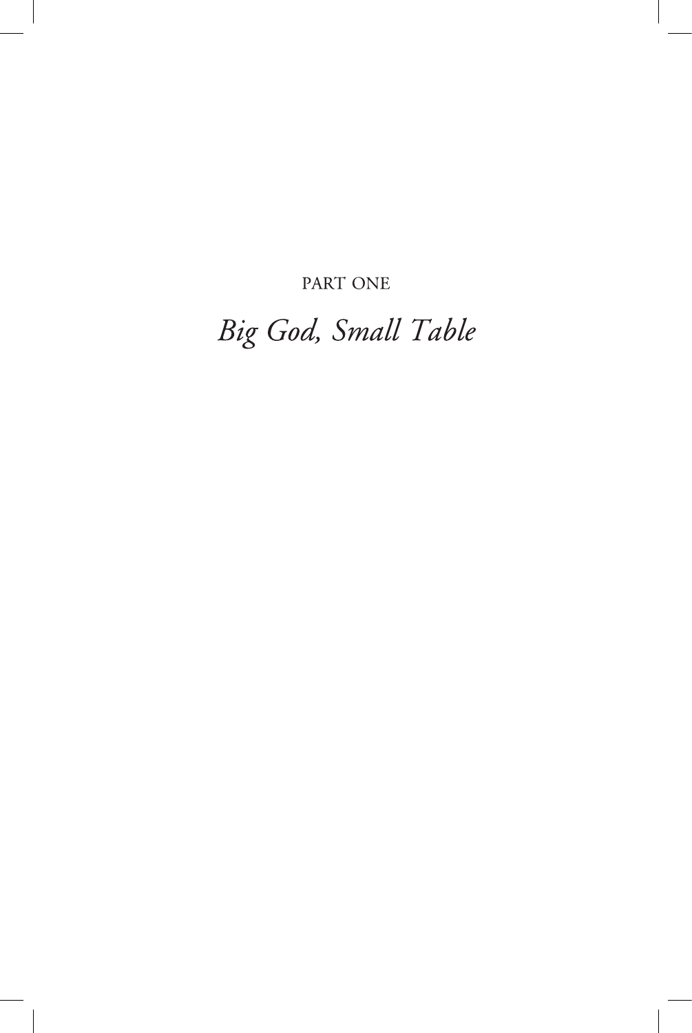PART ONE

# *Big God, Small Table*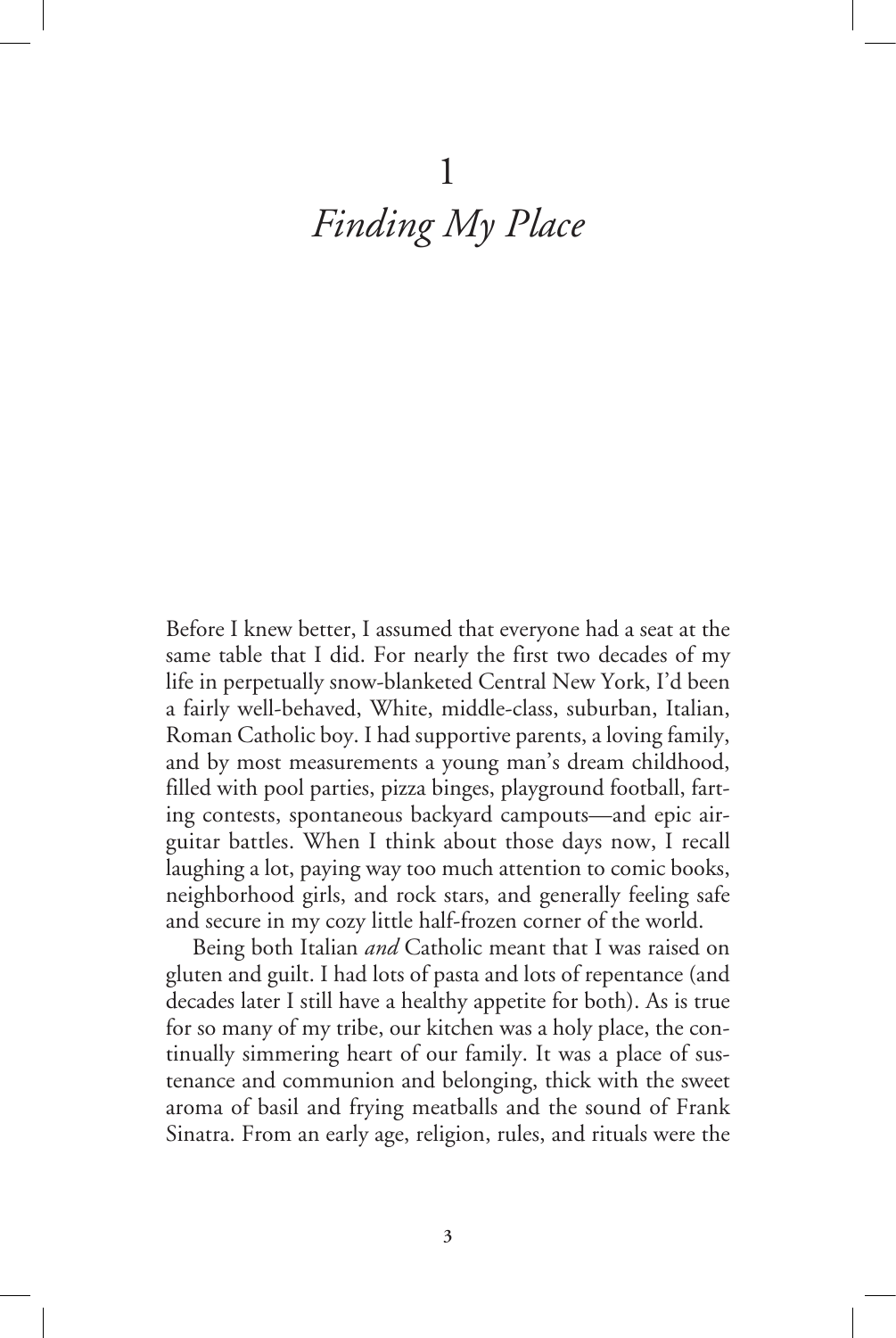# 1

## *Finding My Place*

Before I knew better, I assumed that everyone had a seat at the same table that I did. For nearly the first two decades of my life in perpetually snow-blanketed Central New York, I'd been a fairly well-behaved, White, middle-class, suburban, Italian, Roman Catholic boy. I had supportive parents, a loving family, and by most measurements a young man's dream childhood, filled with pool parties, pizza binges, playground football, farting contests, spontaneous backyard campouts—and epic air-guitar battles. When I think about those days now, I recall laughing a lot, paying way too much attention to comic books, neighborhood girls, and rock stars, and generally feeling safe and secure in my cozy little half-frozen corner of the world.

Being both Italian *and* Catholic meant that I was raised on gluten and guilt. I had lots of pasta and lots of repentance (and decades later I still have a healthy appetite for both). As is true for so many of my tribe, our kitchen was a holy place, the continually simmering heart of our family. It was a place of sustenance and communion and belonging, thick with the sweet aroma of basil and frying meatballs and the sound of Frank Sinatra. From an early age, religion, rules, and rituals were the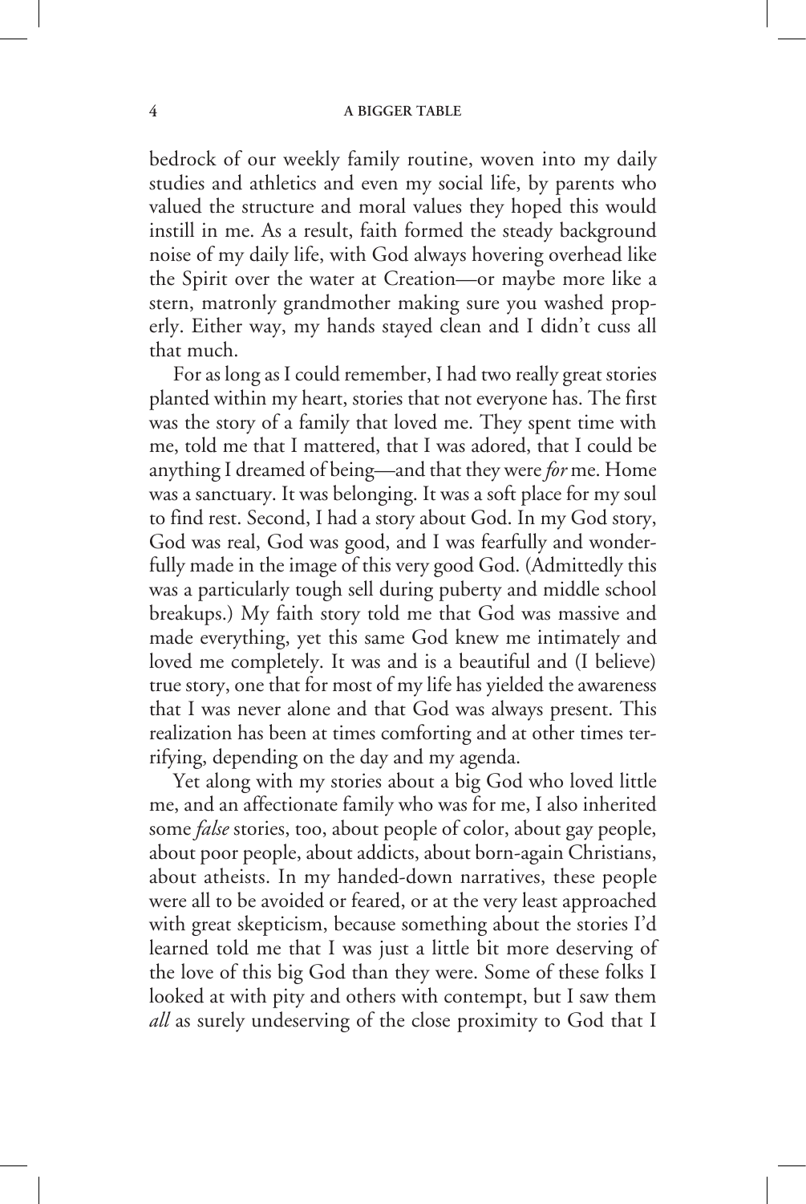bedrock of our weekly family routine, woven into my daily studies and athletics and even my social life, by parents who valued the structure and moral values they hoped this would instill in me. As a result, faith formed the steady background noise of my daily life, with God always hovering overhead like the Spirit over the water at Creation—or maybe more like a stern, matronly grandmother making sure you washed properly. Either way, my hands stayed clean and I didn't cuss all that much.

For as long as I could remember, I had two really great stories planted within my heart, stories that not everyone has. The first was the story of a family that loved me. They spent time with me, told me that I mattered, that I was adored, that I could be anything I dreamed of being—and that they were *for* me. Home was a sanctuary. It was belonging. It was a soft place for my soul to find rest. Second, I had a story about God. In my God story, God was real, God was good, and I was fearfully and wonderfully made in the image of this very good God. (Admittedly this was a particularly tough sell during puberty and middle school breakups.) My faith story told me that God was massive and made everything, yet this same God knew me intimately and loved me completely. It was and is a beautiful and (I believe) true story, one that for most of my life has yielded the awareness that I was never alone and that God was always present. This realization has been at times comforting and at other times terrifying, depending on the day and my agenda.

Yet along with my stories about a big God who loved little me, and an affectionate family who was for me, I also inherited some *false* stories, too, about people of color, about gay people, about poor people, about addicts, about born-again Christians, about atheists. In my handed-down narratives, these people were all to be avoided or feared, or at the very least approached with great skepticism, because something about the stories I'd learned told me that I was just a little bit more deserving of the love of this big God than they were. Some of these folks I looked at with pity and others with contempt, but I saw them *all* as surely undeserving of the close proximity to God that I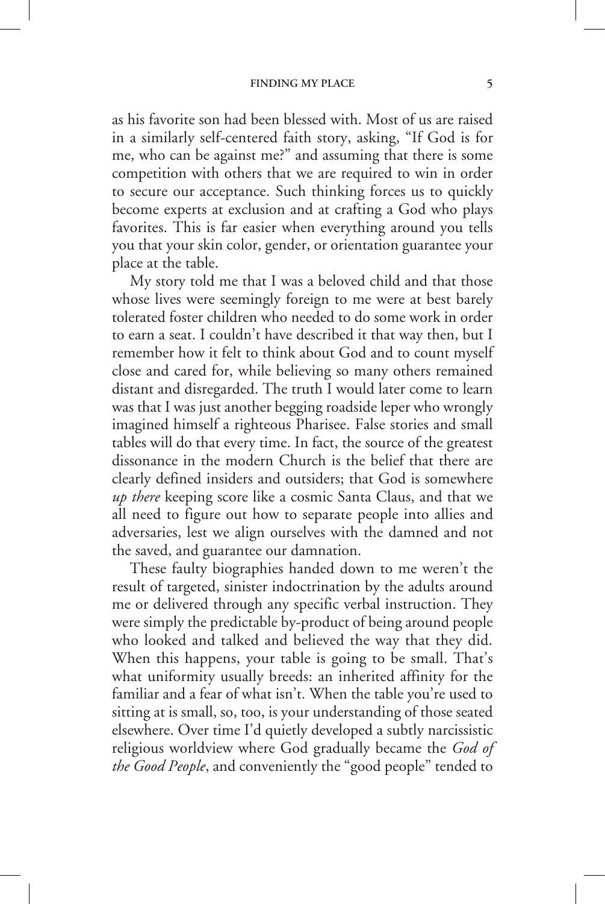as his favorite son had been blessed with. Most of us are raised in a similarly self-centered faith story, asking, “If God is for me, who can be against me?” and assuming that there is some competition with others that we are required to win in order to secure our acceptance. Such thinking forces us to quickly become experts at exclusion and at crafting a God who plays favorites. This is far easier when everything around you tells you that your skin color, gender, or orientation guarantee your place at the table.

My story told me that I was a beloved child and that those whose lives were seemingly foreign to me were at best barely tolerated foster children who needed to do some work in order to earn a seat. I couldn’t have described it that way then, but I remember how it felt to think about God and to count myself close and cared for, while believing so many others remained distant and disregarded. The truth I would later come to learn was that I was just another begging roadside leper who wrongly imagined himself a righteous Pharisee. False stories and small tables will do that every time. In fact, the source of the greatest dissonance in the modern Church is the belief that there are clearly defined insiders and outsiders; that God is somewhere *up there* keeping score like a cosmic Santa Claus, and that we all need to figure out how to separate people into allies and adversaries, lest we align ourselves with the damned and not the saved, and guarantee our damnation.

These faulty biographies handed down to me weren’t the result of targeted, sinister indoctrination by the adults around me or delivered through any specific verbal instruction. They were simply the predictable by-product of being around people who looked and talked and believed the way that they did. When this happens, your table is going to be small. That’s what uniformity usually breeds: an inherited affinity for the familiar and a fear of what isn’t. When the table you’re used to sitting at is small, so, too, is your understanding of those seated elsewhere. Over time I’d quietly developed a subtly narcissistic religious worldview where God gradually became the *God of the Good People*, and conveniently the “good people” tended to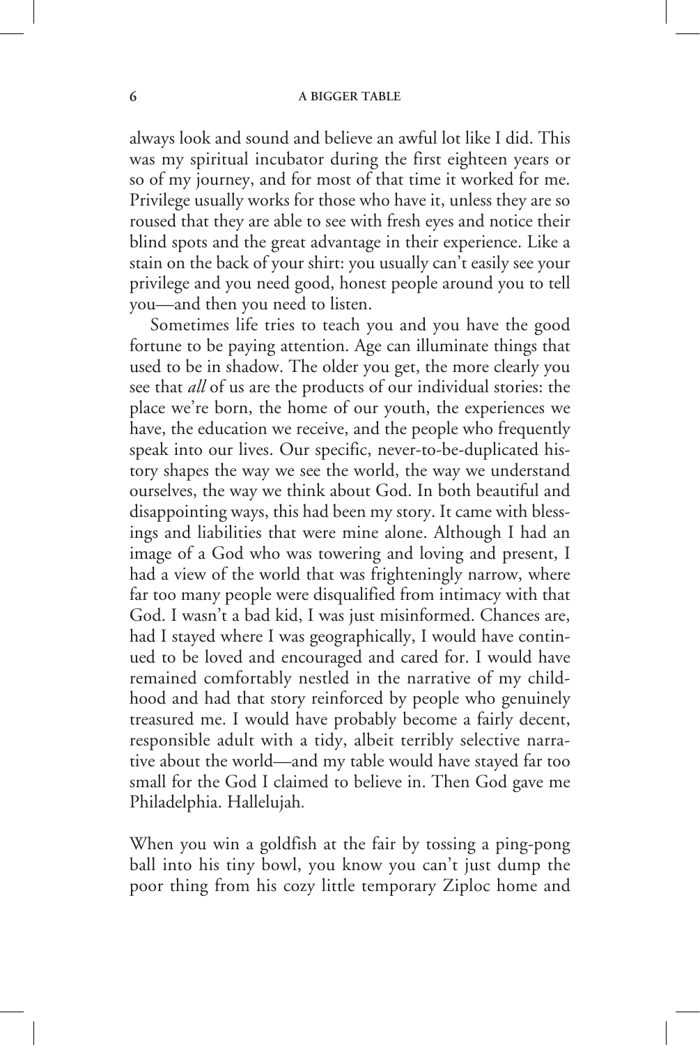always look and sound and believe an awful lot like I did. This was my spiritual incubator during the first eighteen years or so of my journey, and for most of that time it worked for me. Privilege usually works for those who have it, unless they are so roused that they are able to see with fresh eyes and notice their blind spots and the great advantage in their experience. Like a stain on the back of your shirt: you usually can't easily see your privilege and you need good, honest people around you to tell you—and then you need to listen.

Sometimes life tries to teach you and you have the good fortune to be paying attention. Age can illuminate things that used to be in shadow. The older you get, the more clearly you see that *all* of us are the products of our individual stories: the place we're born, the home of our youth, the experiences we have, the education we receive, and the people who frequently speak into our lives. Our specific, never-to-be-duplicated history shapes the way we see the world, the way we understand ourselves, the way we think about God. In both beautiful and disappointing ways, this had been my story. It came with blessings and liabilities that were mine alone. Although I had an image of a God who was towering and loving and present, I had a view of the world that was frighteningly narrow, where far too many people were disqualified from intimacy with that God. I wasn't a bad kid, I was just misinformed. Chances are, had I stayed where I was geographically, I would have continued to be loved and encouraged and cared for. I would have remained comfortably nestled in the narrative of my childhood and had that story reinforced by people who genuinely treasured me. I would have probably become a fairly decent, responsible adult with a tidy, albeit terribly selective narrative about the world—and my table would have stayed far too small for the God I claimed to believe in. Then God gave me Philadelphia. Hallelujah.

When you win a goldfish at the fair by tossing a ping-pong ball into his tiny bowl, you know you can't just dump the poor thing from his cozy little temporary Ziploc home and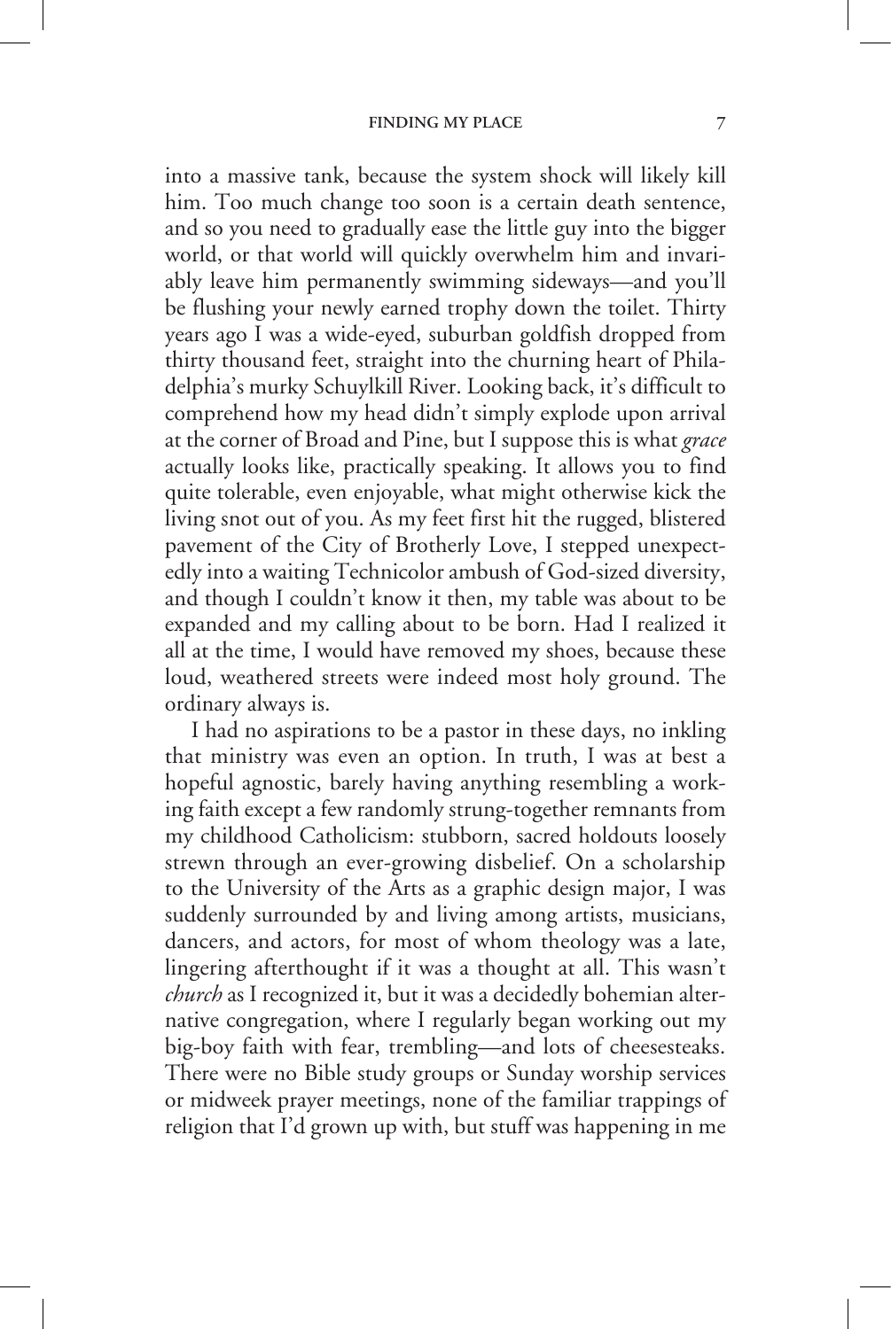into a massive tank, because the system shock will likely kill him. Too much change too soon is a certain death sentence, and so you need to gradually ease the little guy into the bigger world, or that world will quickly overwhelm him and invariably leave him permanently swimming sideways—and you'll be flushing your newly earned trophy down the toilet. Thirty years ago I was a wide-eyed, suburban goldfish dropped from thirty thousand feet, straight into the churning heart of Philadelphia's murky Schuylkill River. Looking back, it's difficult to comprehend how my head didn't simply explode upon arrival at the corner of Broad and Pine, but I suppose this is what *grace* actually looks like, practically speaking. It allows you to find quite tolerable, even enjoyable, what might otherwise kick the living snot out of you. As my feet first hit the rugged, blistered pavement of the City of Brotherly Love, I stepped unexpectedly into a waiting Technicolor ambush of God-sized diversity, and though I couldn't know it then, my table was about to be expanded and my calling about to be born. Had I realized it all at the time, I would have removed my shoes, because these loud, weathered streets were indeed most holy ground. The ordinary always is.

I had no aspirations to be a pastor in these days, no inkling that ministry was even an option. In truth, I was at best a hopeful agnostic, barely having anything resembling a working faith except a few randomly strung-together remnants from my childhood Catholicism: stubborn, sacred holdouts loosely strewn through an ever-growing disbelief. On a scholarship to the University of the Arts as a graphic design major, I was suddenly surrounded by and living among artists, musicians, dancers, and actors, for most of whom theology was a late, lingering afterthought if it was a thought at all. This wasn't *church* as I recognized it, but it was a decidedly bohemian alternative congregation, where I regularly began working out my big-boy faith with fear, trembling—and lots of cheesesteaks. There were no Bible study groups or Sunday worship services or midweek prayer meetings, none of the familiar trappings of religion that I'd grown up with, but stuff was happening in me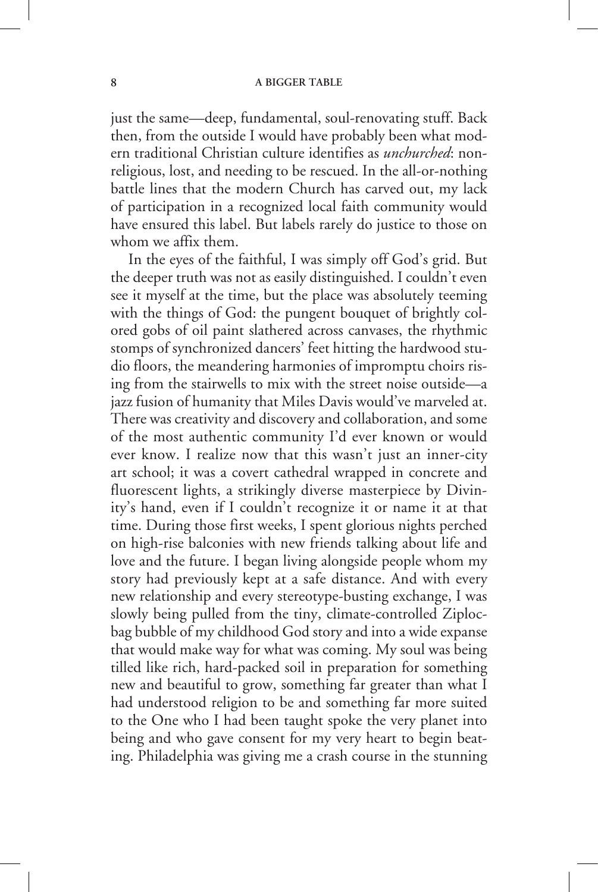just the same—deep, fundamental, soul-renovating stuff. Back then, from the outside I would have probably been what modern traditional Christian culture identifies as *unchurched*: nonreligious, lost, and needing to be rescued. In the all-or-nothing battle lines that the modern Church has carved out, my lack of participation in a recognized local faith community would have ensured this label. But labels rarely do justice to those on whom we affix them.

In the eyes of the faithful, I was simply off God's grid. But the deeper truth was not as easily distinguished. I couldn't even see it myself at the time, but the place was absolutely teeming with the things of God: the pungent bouquet of brightly colored gobs of oil paint slathered across canvases, the rhythmic stomps of synchronized dancers' feet hitting the hardwood studio floors, the meandering harmonies of impromptu choirs rising from the stairwells to mix with the street noise outside—a jazz fusion of humanity that Miles Davis would've marveled at. There was creativity and discovery and collaboration, and some of the most authentic community I'd ever known or would ever know. I realize now that this wasn't just an inner-city art school; it was a covert cathedral wrapped in concrete and fluorescent lights, a strikingly diverse masterpiece by Divinity's hand, even if I couldn't recognize it or name it at that time. During those first weeks, I spent glorious nights perched on high-rise balconies with new friends talking about life and love and the future. I began living alongside people whom my story had previously kept at a safe distance. And with every new relationship and every stereotype-busting exchange, I was slowly being pulled from the tiny, climate-controlled Ziploc-bag bubble of my childhood God story and into a wide expanse that would make way for what was coming. My soul was being tilled like rich, hard-packed soil in preparation for something new and beautiful to grow, something far greater than what I had understood religion to be and something far more suited to the One who I had been taught spoke the very planet into being and who gave consent for my very heart to begin beating. Philadelphia was giving me a crash course in the stunning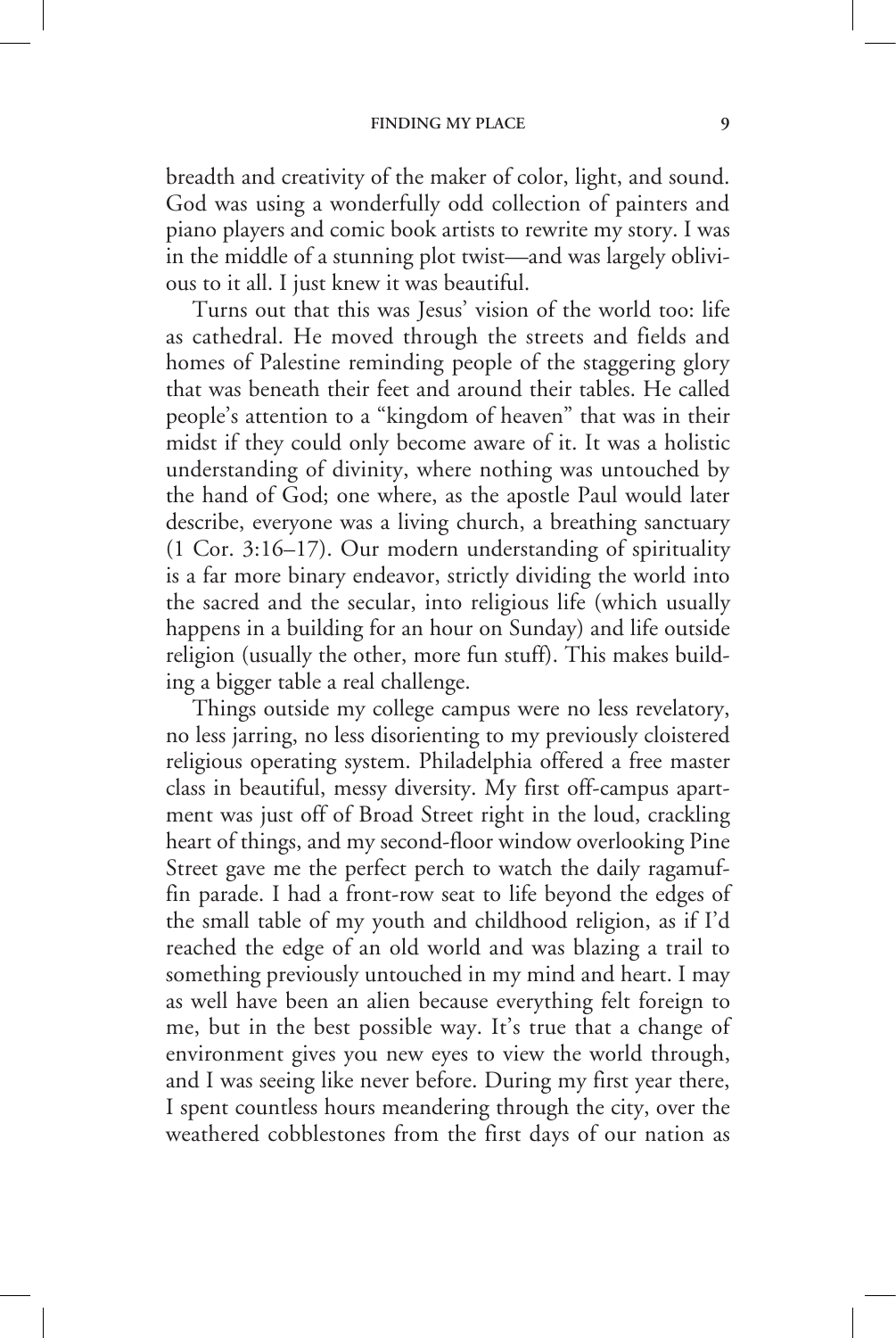breadth and creativity of the maker of color, light, and sound. God was using a wonderfully odd collection of painters and piano players and comic book artists to rewrite my story. I was in the middle of a stunning plot twist—and was largely oblivious to it all. I just knew it was beautiful.

Turns out that this was Jesus' vision of the world too: life as cathedral. He moved through the streets and fields and homes of Palestine reminding people of the staggering glory that was beneath their feet and around their tables. He called people's attention to a "kingdom of heaven" that was in their midst if they could only become aware of it. It was a holistic understanding of divinity, where nothing was untouched by the hand of God; one where, as the apostle Paul would later describe, everyone was a living church, a breathing sanctuary (1 Cor. 3:16–17). Our modern understanding of spirituality is a far more binary endeavor, strictly dividing the world into the sacred and the secular, into religious life (which usually happens in a building for an hour on Sunday) and life outside religion (usually the other, more fun stuff). This makes building a bigger table a real challenge.

Things outside my college campus were no less revelatory, no less jarring, no less disorienting to my previously cloistered religious operating system. Philadelphia offered a free master class in beautiful, messy diversity. My first off-campus apartment was just off of Broad Street right in the loud, crackling heart of things, and my second-floor window overlooking Pine Street gave me the perfect perch to watch the daily ragamuffin parade. I had a front-row seat to life beyond the edges of the small table of my youth and childhood religion, as if I'd reached the edge of an old world and was blazing a trail to something previously untouched in my mind and heart. I may as well have been an alien because everything felt foreign to me, but in the best possible way. It's true that a change of environment gives you new eyes to view the world through, and I was seeing like never before. During my first year there, I spent countless hours meandering through the city, over the weathered cobblestones from the first days of our nation as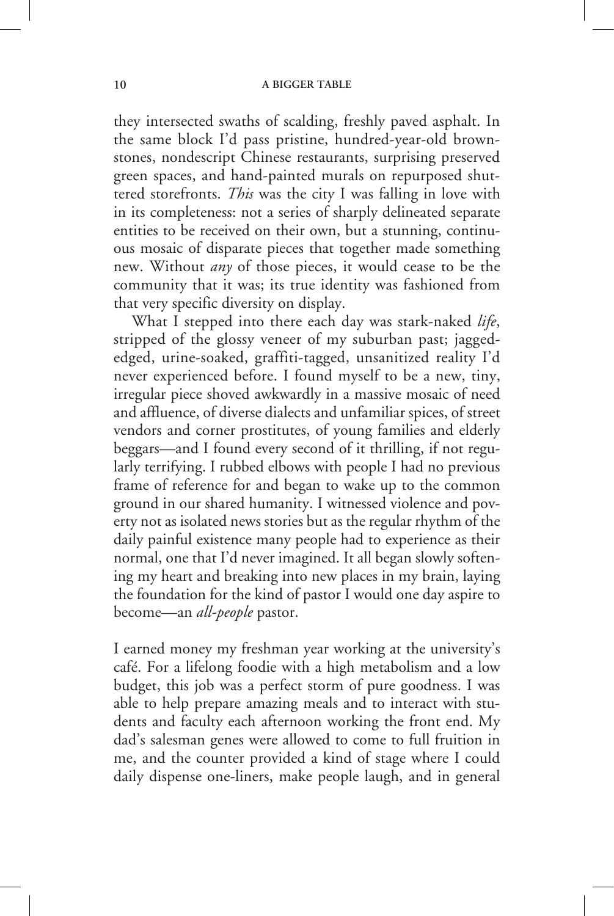they intersected swaths of scalding, freshly paved asphalt. In the same block I'd pass pristine, hundred-year-old brownstones, nondescript Chinese restaurants, surprising preserved green spaces, and hand-painted murals on repurposed shuttered storefronts. *This* was the city I was falling in love with in its completeness: not a series of sharply delineated separate entities to be received on their own, but a stunning, continuous mosaic of disparate pieces that together made something new. Without *any* of those pieces, it would cease to be the community that it was; its true identity was fashioned from that very specific diversity on display.

What I stepped into there each day was stark-naked *life*, stripped of the glossy veneer of my suburban past; jagged-edged, urine-soaked, graffiti-tagged, unsanitized reality I'd never experienced before. I found myself to be a new, tiny, irregular piece shoved awkwardly in a massive mosaic of need and affluence, of diverse dialects and unfamiliar spices, of street vendors and corner prostitutes, of young families and elderly beggars—and I found every second of it thrilling, if not regularly terrifying. I rubbed elbows with people I had no previous frame of reference for and began to wake up to the common ground in our shared humanity. I witnessed violence and poverty not as isolated news stories but as the regular rhythm of the daily painful existence many people had to experience as their normal, one that I'd never imagined. It all began slowly softening my heart and breaking into new places in my brain, laying the foundation for the kind of pastor I would one day aspire to become—an *all-people* pastor.

I earned money my freshman year working at the university's café. For a lifelong foodie with a high metabolism and a low budget, this job was a perfect storm of pure goodness. I was able to help prepare amazing meals and to interact with students and faculty each afternoon working the front end. My dad's salesman genes were allowed to come to full fruition in me, and the counter provided a kind of stage where I could daily dispense one-liners, make people laugh, and in general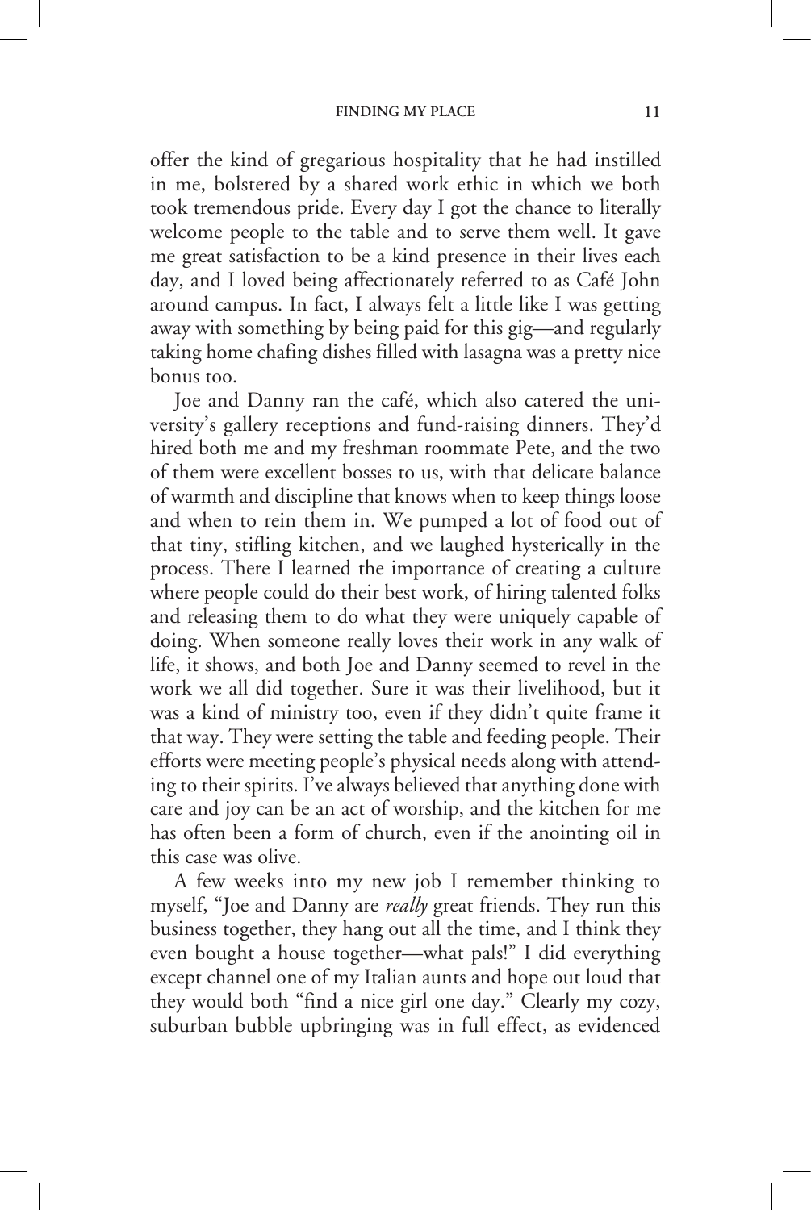offer the kind of gregarious hospitality that he had instilled in me, bolstered by a shared work ethic in which we both took tremendous pride. Every day I got the chance to literally welcome people to the table and to serve them well. It gave me great satisfaction to be a kind presence in their lives each day, and I loved being affectionately referred to as Café John around campus. In fact, I always felt a little like I was getting away with something by being paid for this gig—and regularly taking home chafing dishes filled with lasagna was a pretty nice bonus too.

Joe and Danny ran the café, which also catered the university's gallery receptions and fund-raising dinners. They'd hired both me and my freshman roommate Pete, and the two of them were excellent bosses to us, with that delicate balance of warmth and discipline that knows when to keep things loose and when to rein them in. We pumped a lot of food out of that tiny, stifling kitchen, and we laughed hysterically in the process. There I learned the importance of creating a culture where people could do their best work, of hiring talented folks and releasing them to do what they were uniquely capable of doing. When someone really loves their work in any walk of life, it shows, and both Joe and Danny seemed to revel in the work we all did together. Sure it was their livelihood, but it was a kind of ministry too, even if they didn't quite frame it that way. They were setting the table and feeding people. Their efforts were meeting people's physical needs along with attending to their spirits. I've always believed that anything done with care and joy can be an act of worship, and the kitchen for me has often been a form of church, even if the anointing oil in this case was olive.

A few weeks into my new job I remember thinking to myself, "Joe and Danny are *really* great friends. They run this business together, they hang out all the time, and I think they even bought a house together—what pals!" I did everything except channel one of my Italian aunts and hope out loud that they would both "find a nice girl one day." Clearly my cozy, suburban bubble upbringing was in full effect, as evidenced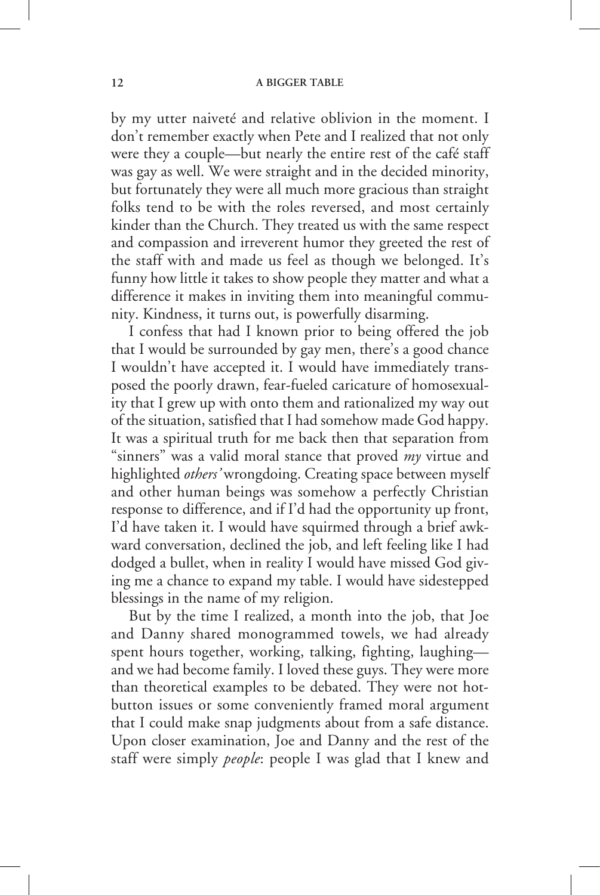by my utter naiveté and relative oblivion in the moment. I don't remember exactly when Pete and I realized that not only were they a couple—but nearly the entire rest of the café staff was gay as well. We were straight and in the decided minority, but fortunately they were all much more gracious than straight folks tend to be with the roles reversed, and most certainly kinder than the Church. They treated us with the same respect and compassion and irreverent humor they greeted the rest of the staff with and made us feel as though we belonged. It's funny how little it takes to show people they matter and what a difference it makes in inviting them into meaningful community. Kindness, it turns out, is powerfully disarming.

I confess that had I known prior to being offered the job that I would be surrounded by gay men, there's a good chance I wouldn't have accepted it. I would have immediately transposed the poorly drawn, fear-fueled caricature of homosexuality that I grew up with onto them and rationalized my way out of the situation, satisfied that I had somehow made God happy. It was a spiritual truth for me back then that separation from "sinners" was a valid moral stance that proved *my* virtue and highlighted *others'* wrongdoing. Creating space between myself and other human beings was somehow a perfectly Christian response to difference, and if I'd had the opportunity up front, I'd have taken it. I would have squirmed through a brief awkward conversation, declined the job, and left feeling like I had dodged a bullet, when in reality I would have missed God giving me a chance to expand my table. I would have sidestepped blessings in the name of my religion.

But by the time I realized, a month into the job, that Joe and Danny shared monogrammed towels, we had already spent hours together, working, talking, fighting, laughing—and we had become family. I loved these guys. They were more than theoretical examples to be debated. They were not hot-button issues or some conveniently framed moral argument that I could make snap judgments about from a safe distance. Upon closer examination, Joe and Danny and the rest of the staff were simply *people*: people I was glad that I knew and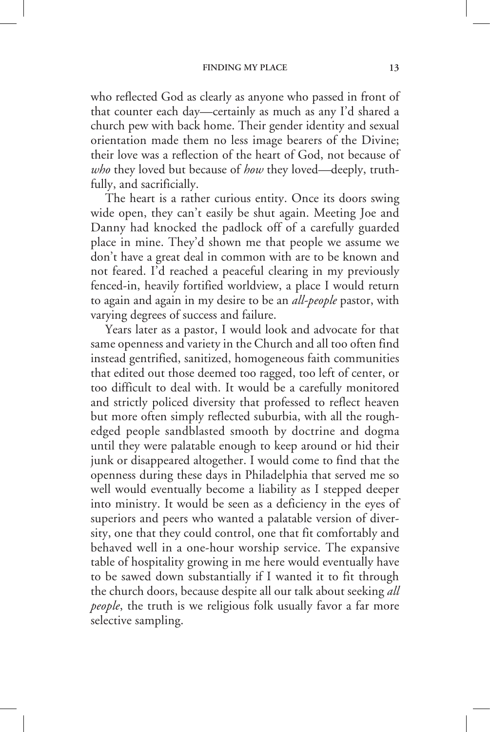who reflected God as clearly as anyone who passed in front of that counter each day—certainly as much as any I'd shared a church pew with back home. Their gender identity and sexual orientation made them no less image bearers of the Divine; their love was a reflection of the heart of God, not because of *who* they loved but because of *how* they loved—deeply, truthfully, and sacrificially.

The heart is a rather curious entity. Once its doors swing wide open, they can't easily be shut again. Meeting Joe and Danny had knocked the padlock off of a carefully guarded place in mine. They'd shown me that people we assume we don't have a great deal in common with are to be known and not feared. I'd reached a peaceful clearing in my previously fenced-in, heavily fortified worldview, a place I would return to again and again in my desire to be an *all-people* pastor, with varying degrees of success and failure.

Years later as a pastor, I would look and advocate for that same openness and variety in the Church and all too often find instead gentrified, sanitized, homogeneous faith communities that edited out those deemed too ragged, too left of center, or too difficult to deal with. It would be a carefully monitored and strictly policed diversity that professed to reflect heaven but more often simply reflected suburbia, with all the rough-edged people sandblasted smooth by doctrine and dogma until they were palatable enough to keep around or hid their junk or disappeared altogether. I would come to find that the openness during these days in Philadelphia that served me so well would eventually become a liability as I stepped deeper into ministry. It would be seen as a deficiency in the eyes of superiors and peers who wanted a palatable version of diversity, one that they could control, one that fit comfortably and behaved well in a one-hour worship service. The expansive table of hospitality growing in me here would eventually have to be sawed down substantially if I wanted it to fit through the church doors, because despite all our talk about seeking *all people*, the truth is we religious folk usually favor a far more selective sampling.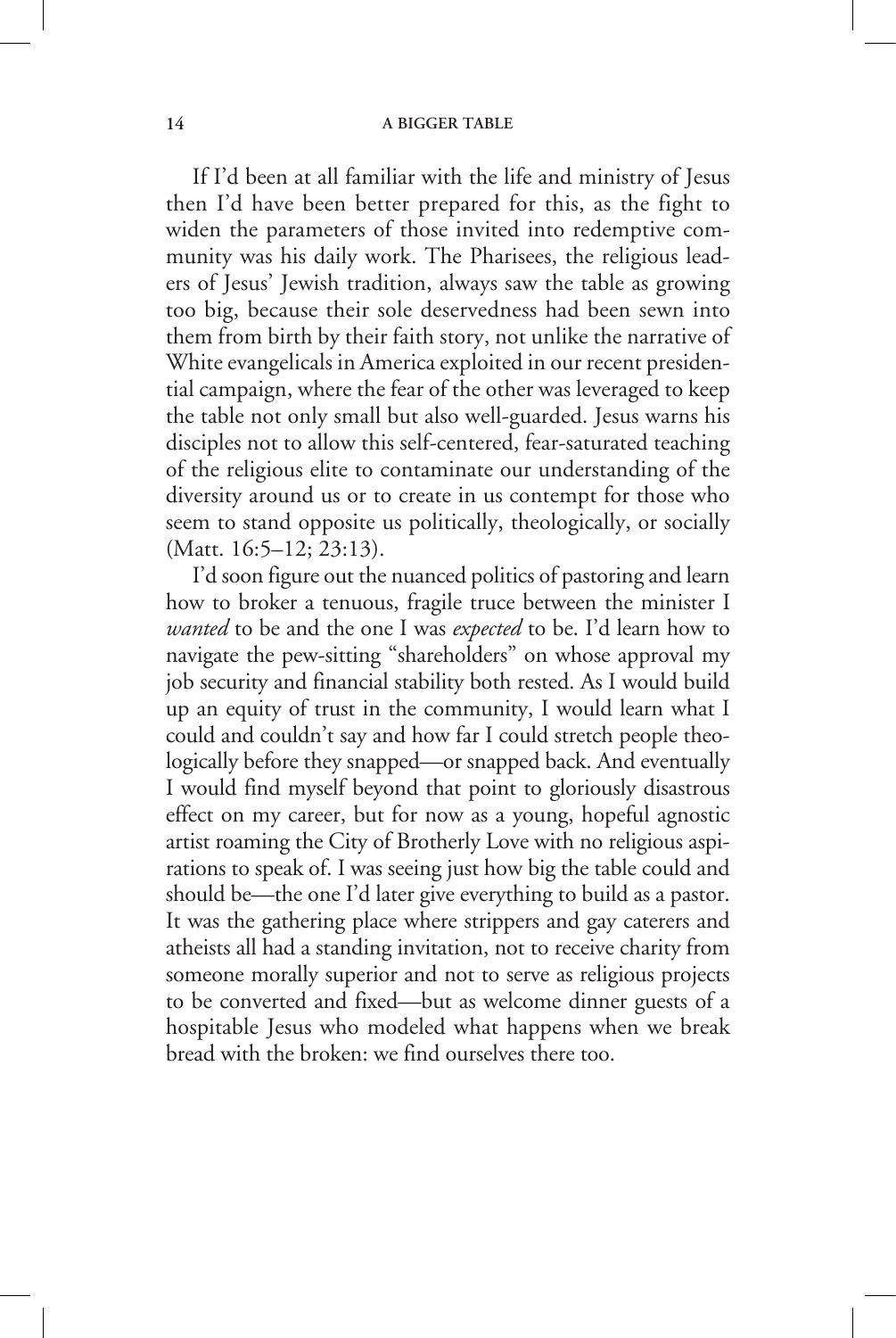If I'd been at all familiar with the life and ministry of Jesus then I'd have been better prepared for this, as the fight to widen the parameters of those invited into redemptive community was his daily work. The Pharisees, the religious leaders of Jesus' Jewish tradition, always saw the table as growing too big, because their sole deservedness had been sewn into them from birth by their faith story, not unlike the narrative of White evangelicals in America exploited in our recent presidential campaign, where the fear of the other was leveraged to keep the table not only small but also well-guarded. Jesus warns his disciples not to allow this self-centered, fear-saturated teaching of the religious elite to contaminate our understanding of the diversity around us or to create in us contempt for those who seem to stand opposite us politically, theologically, or socially (Matt. 16:5–12; 23:13).

I'd soon figure out the nuanced politics of pastoring and learn how to broker a tenuous, fragile truce between the minister I *wanted* to be and the one I was *expected* to be. I'd learn how to navigate the pew-sitting "shareholders" on whose approval my job security and financial stability both rested. As I would build up an equity of trust in the community, I would learn what I could and couldn't say and how far I could stretch people theologically before they snapped—or snapped back. And eventually I would find myself beyond that point to gloriously disastrous effect on my career, but for now as a young, hopeful agnostic artist roaming the City of Brotherly Love with no religious aspirations to speak of. I was seeing just how big the table could and should be—the one I'd later give everything to build as a pastor. It was the gathering place where strippers and gay caterers and atheists all had a standing invitation, not to receive charity from someone morally superior and not to serve as religious projects to be converted and fixed—but as welcome dinner guests of a hospitable Jesus who modeled what happens when we break bread with the broken: we find ourselves there too.